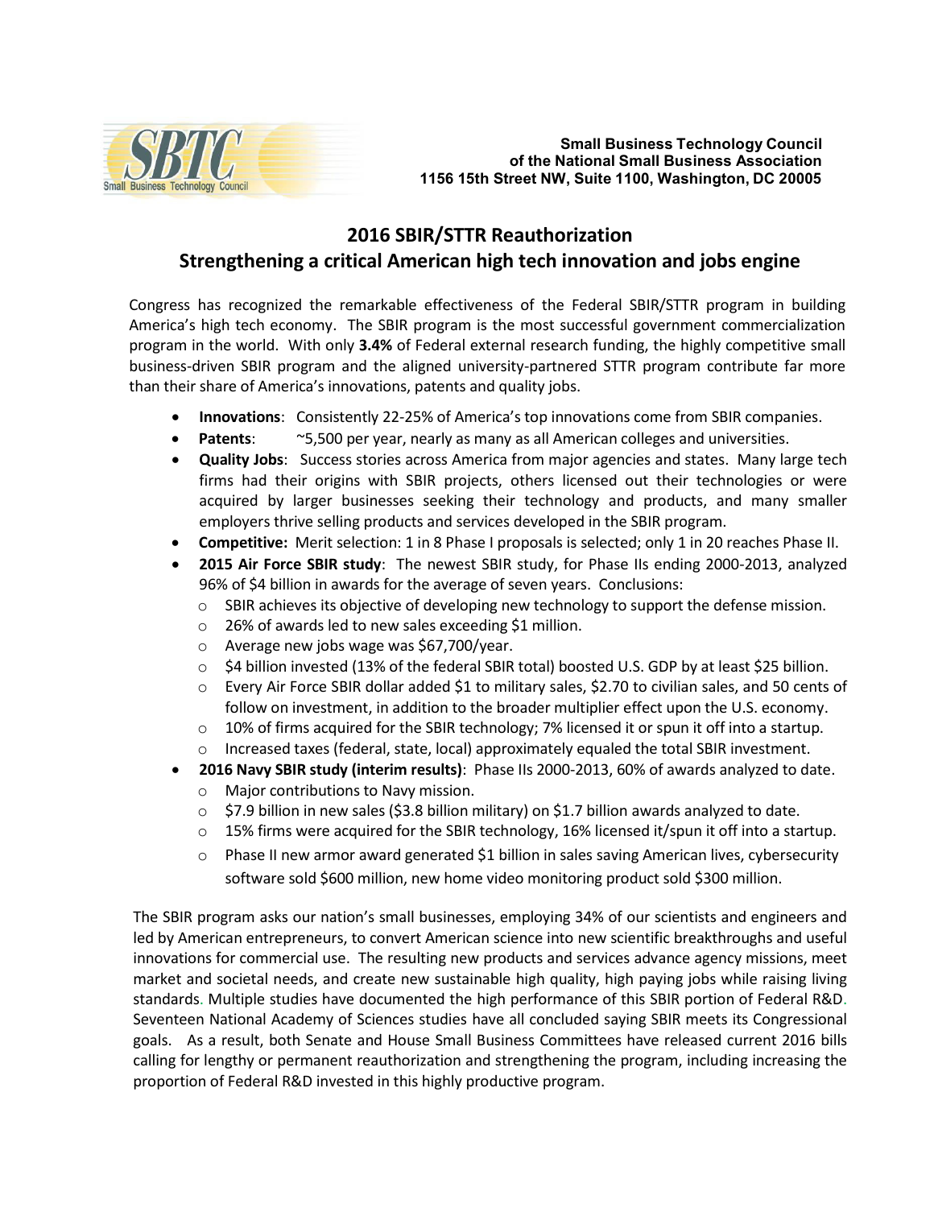**Small Business Technology Council**
**of the National Small Business Association**
**1156 15th Street NW, Suite 1100, Washington, DC 20005**

# 2016 SBIR/STTR Reauthorization
## Strengthening a critical American high tech innovation and jobs engine

Congress has recognized the remarkable effectiveness of the Federal SBIR/STTR program in building America's high tech economy. The SBIR program is the most successful government commercialization program in the world. With only **3.4%** of Federal external research funding, the highly competitive small business-driven SBIR program and the aligned university-partnered STTR program contribute far more than their share of America's innovations, patents and quality jobs.

- **Innovations**: Consistently 22-25% of America's top innovations come from SBIR companies.
- **Patents**: ~5,500 per year, nearly as many as all American colleges and universities.
- **Quality Jobs**: Success stories across America from major agencies and states. Many large tech firms had their origins with SBIR projects, others licensed out their technologies or were acquired by larger businesses seeking their technology and products, and many smaller employers thrive selling products and services developed in the SBIR program.
- **Competitive:** Merit selection: 1 in 8 Phase I proposals is selected; only 1 in 20 reaches Phase II.
- **2015 Air Force SBIR study**: The newest SBIR study, for Phase IIs ending 2000-2013, analyzed 96% of $4 billion in awards for the average of seven years. Conclusions:
  - SBIR achieves its objective of developing new technology to support the defense mission.
  - 26% of awards led to new sales exceeding $1 million.
  - Average new jobs wage was $67,700/year.
  - $4 billion invested (13% of the federal SBIR total) boosted U.S. GDP by at least $25 billion.
  - Every Air Force SBIR dollar added $1 to military sales, $2.70 to civilian sales, and 50 cents of follow on investment, in addition to the broader multiplier effect upon the U.S. economy.
  - 10% of firms acquired for the SBIR technology; 7% licensed it or spun it off into a startup.
  - Increased taxes (federal, state, local) approximately equaled the total SBIR investment.
- **2016 Navy SBIR study (interim results)**: Phase IIs 2000-2013, 60% of awards analyzed to date.
  - Major contributions to Navy mission.
  - $7.9 billion in new sales ($3.8 billion military) on $1.7 billion awards analyzed to date.
  - 15% firms were acquired for the SBIR technology, 16% licensed it/spun it off into a startup.
  - Phase II new armor award generated $1 billion in sales saving American lives, cybersecurity software sold $600 million, new home video monitoring product sold $300 million.

The SBIR program asks our nation's small businesses, employing 34% of our scientists and engineers and led by American entrepreneurs, to convert American science into new scientific breakthroughs and useful innovations for commercial use. The resulting new products and services advance agency missions, meet market and societal needs, and create new sustainable high quality, high paying jobs while raising living standards. Multiple studies have documented the high performance of this SBIR portion of Federal R&D. Seventeen National Academy of Sciences studies have all concluded saying SBIR meets its Congressional goals. As a result, both Senate and House Small Business Committees have released current 2016 bills calling for lengthy or permanent reauthorization and strengthening the program, including increasing the proportion of Federal R&D invested in this highly productive program.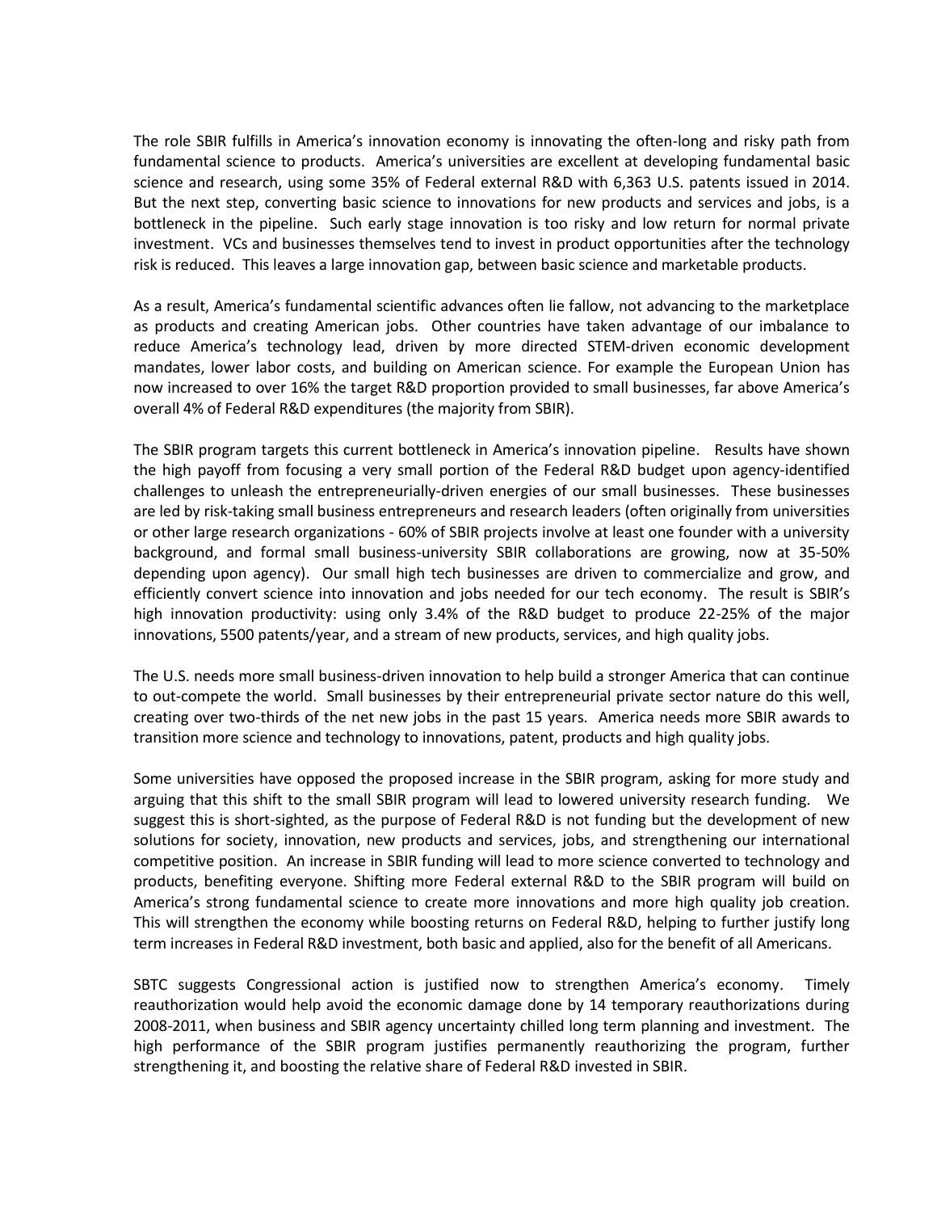The role SBIR fulfills in America's innovation economy is innovating the often-long and risky path from fundamental science to products. America's universities are excellent at developing fundamental basic science and research, using some 35% of Federal external R&D with 6,363 U.S. patents issued in 2014. But the next step, converting basic science to innovations for new products and services and jobs, is a bottleneck in the pipeline. Such early stage innovation is too risky and low return for normal private investment. VCs and businesses themselves tend to invest in product opportunities after the technology risk is reduced. This leaves a large innovation gap, between basic science and marketable products.

As a result, America's fundamental scientific advances often lie fallow, not advancing to the marketplace as products and creating American jobs. Other countries have taken advantage of our imbalance to reduce America's technology lead, driven by more directed STEM-driven economic development mandates, lower labor costs, and building on American science. For example the European Union has now increased to over 16% the target R&D proportion provided to small businesses, far above America's overall 4% of Federal R&D expenditures (the majority from SBIR).

The SBIR program targets this current bottleneck in America's innovation pipeline. Results have shown the high payoff from focusing a very small portion of the Federal R&D budget upon agency-identified challenges to unleash the entrepreneurially-driven energies of our small businesses. These businesses are led by risk-taking small business entrepreneurs and research leaders (often originally from universities or other large research organizations - 60% of SBIR projects involve at least one founder with a university background, and formal small business-university SBIR collaborations are growing, now at 35-50% depending upon agency). Our small high tech businesses are driven to commercialize and grow, and efficiently convert science into innovation and jobs needed for our tech economy. The result is SBIR's high innovation productivity: using only 3.4% of the R&D budget to produce 22-25% of the major innovations, 5500 patents/year, and a stream of new products, services, and high quality jobs.

The U.S. needs more small business-driven innovation to help build a stronger America that can continue to out-compete the world. Small businesses by their entrepreneurial private sector nature do this well, creating over two-thirds of the net new jobs in the past 15 years. America needs more SBIR awards to transition more science and technology to innovations, patent, products and high quality jobs.

Some universities have opposed the proposed increase in the SBIR program, asking for more study and arguing that this shift to the small SBIR program will lead to lowered university research funding. We suggest this is short-sighted, as the purpose of Federal R&D is not funding but the development of new solutions for society, innovation, new products and services, jobs, and strengthening our international competitive position. An increase in SBIR funding will lead to more science converted to technology and products, benefiting everyone. Shifting more Federal external R&D to the SBIR program will build on America's strong fundamental science to create more innovations and more high quality job creation. This will strengthen the economy while boosting returns on Federal R&D, helping to further justify long term increases in Federal R&D investment, both basic and applied, also for the benefit of all Americans.

SBTC suggests Congressional action is justified now to strengthen America's economy. Timely reauthorization would help avoid the economic damage done by 14 temporary reauthorizations during 2008-2011, when business and SBIR agency uncertainty chilled long term planning and investment. The high performance of the SBIR program justifies permanently reauthorizing the program, further strengthening it, and boosting the relative share of Federal R&D invested in SBIR.